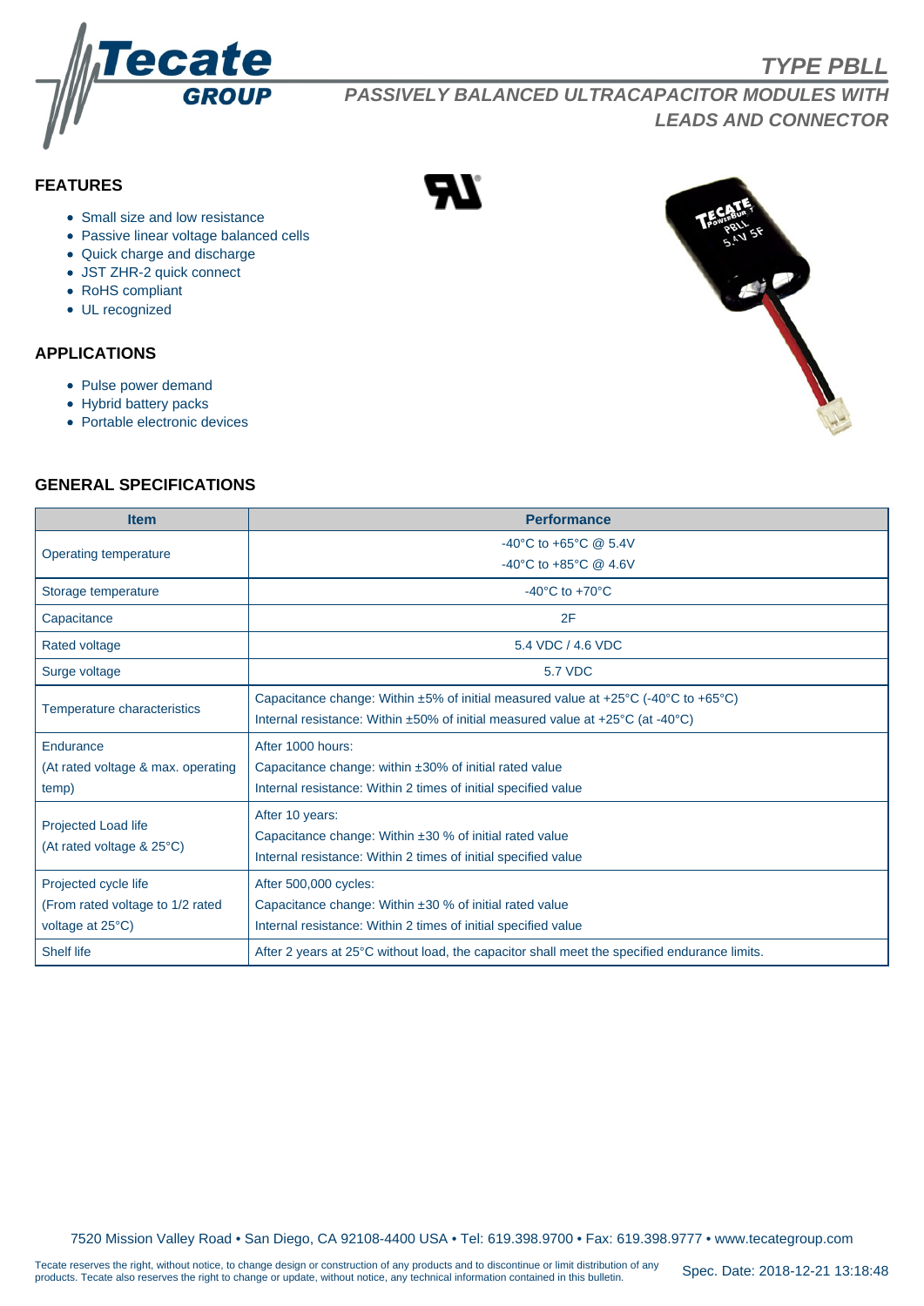# TYPE PBLL

## PASSIVELY BALANCED ULTRACAPACITOR MODULES WITH LEADS AND CONNECTOR

### FEATURES

- Small size and low resistance
- Passive linear voltage balanced cells
- Quick charge and discharge
- JST ZHR-2 quick connect
- RoHS compliant
- UL recognized

### APPLICATIONS

- Pulse power demand
- Hybrid battery packs
- Portable electronic devices

### GENERAL SPECIFICATIONS

| Item | Performance |
|---|---|
| Operating temperature | -40°C to +65°C @ 5.4V<br>-40°C to +85°C @ 4.6V |
| Storage temperature | -40°C to +70°C |
| Capacitance | 2F |
| Rated voltage | 5.4 VDC / 4.6 VDC |
| Surge voltage | 5.7 VDC |
| Temperature characteristics | Capacitance change: Within ±5% of initial measured value at +25°C (-40°C to +65°C)<br>Internal resistance: Within ±50% of initial measured value at +25°C (at -40°C) |
| Endurance (At rated voltage & max. operating temp) | After 1000 hours:<br>Capacitance change: within ±30% of initial rated value<br>Internal resistance: Within 2 times of initial specified value |
| Projected Load life (At rated voltage & 25°C) | After 10 years:<br>Capacitance change: Within ±30 % of initial rated value<br>Internal resistance: Within 2 times of initial specified value |
| Projected cycle life (From rated voltage to 1/2 rated voltage at 25°C) | After 500,000 cycles:<br>Capacitance change: Within ±30 % of initial rated value<br>Internal resistance: Within 2 times of initial specified value |
| Shelf life | After 2 years at 25°C without load, the capacitor shall meet the specified endurance limits. |

7520 Mission Valley Road • San Diego, CA 92108-4400 USA • Tel: 619.398.9700 • Fax: 619.398.9777 • www.tecategroup.com

Tecate reserves the right, without notice, to change design or construction of any products and to discontinue or limit distribution of any products. Tecate also reserves the right to change or update, without notice, any technical information contained in this bulletin.

Spec. Date: 2018-12-21 13:18:48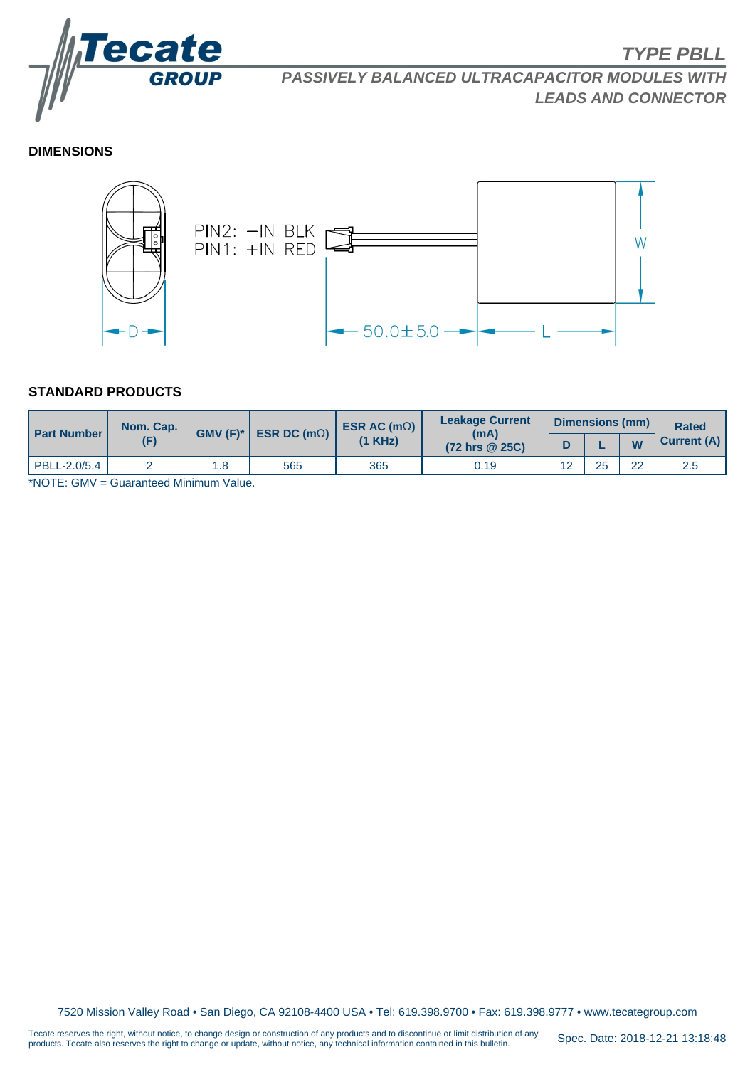# TYPE PBLL

## PASSIVELY BALANCED ULTRACAPACITOR MODULES WITH LEADS AND CONNECTOR

### DIMENSIONS

PIN2: −IN BLK
PIN1: +IN RED

D

50.0±5.0

L

W

### STANDARD PRODUCTS

| Part Number | Nom. Cap. (F) | GMV (F)* | ESR DC (mΩ) | ESR AC (mΩ) (1 KHz) | Leakage Current (mA) (72 hrs @ 25C) | Dimensions (mm) | | | Rated Current (A) |
|---|---|---|---|---|---|---|---|---|---|
| | | | | | | D | L | W | |
| PBLL-2.0/5.4 | 2 | 1.8 | 565 | 365 | 0.19 | 12 | 25 | 22 | 2.5 |

*NOTE: GMV = Guaranteed Minimum Value.

7520 Mission Valley Road • San Diego, CA 92108-4400 USA • Tel: 619.398.9700 • Fax: 619.398.9777 • www.tecategroup.com

Tecate reserves the right, without notice, to change design or construction of any products and to discontinue or limit distribution of any products. Tecate also reserves the right to change or update, without notice, any technical information contained in this bulletin.

Spec. Date: 2018-12-21 13:18:48